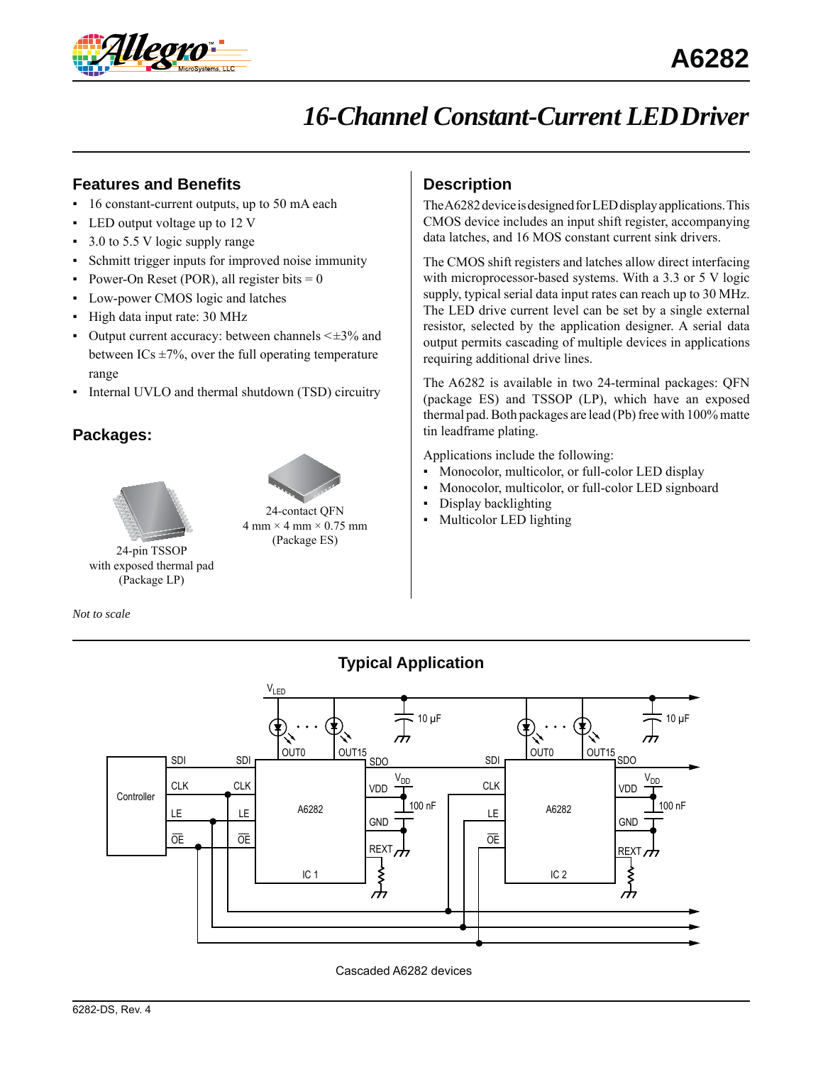# A6282

## 16-Channel Constant-Current LED Driver

### Features and Benefits

- 16 constant-current outputs, up to 50 mA each
- LED output voltage up to 12 V
- 3.0 to 5.5 V logic supply range
- Schmitt trigger inputs for improved noise immunity
- Power-On Reset (POR), all register bits = 0
- Low-power CMOS logic and latches
- High data input rate: 30 MHz
- Output current accuracy: between channels <±3% and between ICs ±7%, over the full operating temperature range
- Internal UVLO and thermal shutdown (TSD) circuitry

### Packages:

24-pin TSSOP with exposed thermal pad (Package LP)

24-contact QFN 4 mm × 4 mm × 0.75 mm (Package ES)

*Not to scale*

### Description

The A6282 device is designed for LED display applications. This CMOS device includes an input shift register, accompanying data latches, and 16 MOS constant current sink drivers.

The CMOS shift registers and latches allow direct interfacing with microprocessor-based systems. With a 3.3 or 5 V logic supply, typical serial data input rates can reach up to 30 MHz. The LED drive current level can be set by a single external resistor, selected by the application designer. A serial data output permits cascading of multiple devices in applications requiring additional drive lines.

The A6282 is available in two 24-terminal packages: QFN (package ES) and TSSOP (LP), which have an exposed thermal pad. Both packages are lead (Pb) free with 100% matte tin leadframe plating.

Applications include the following:

- Monocolor, multicolor, or full-color LED display
- Monocolor, multicolor, or full-color LED signboard
- Display backlighting
- Multicolor LED lighting

### Typical Application

Cascaded A6282 devices

6282-DS, Rev. 4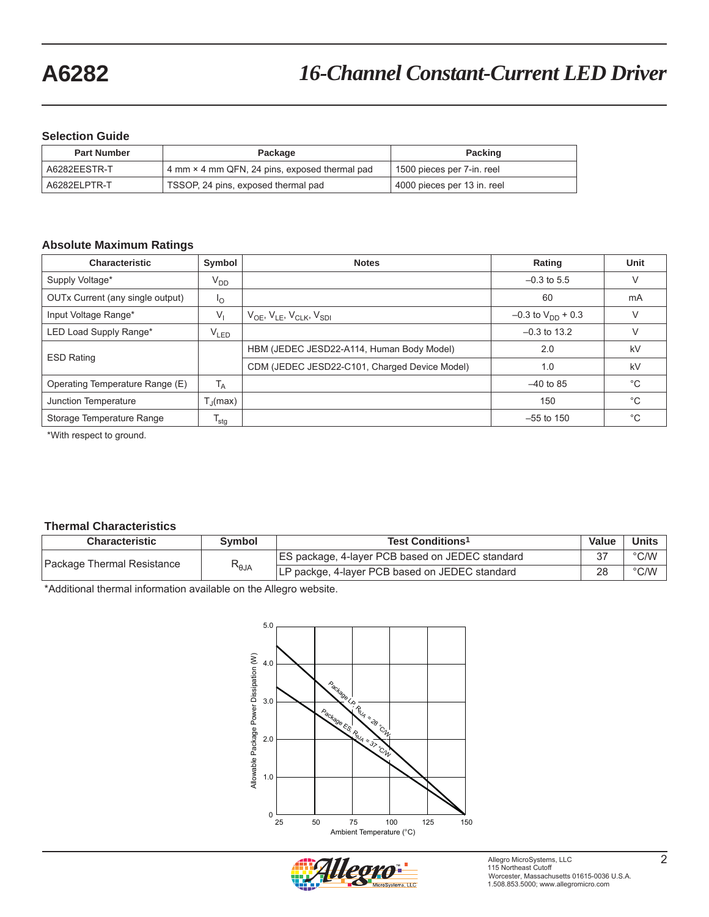## Selection Guide

| Part Number | Package | Packing |
|---|---|---|
| A6282EESTR-T | 4 mm × 4 mm QFN, 24 pins, exposed thermal pad | 1500 pieces per 7-in. reel |
| A6282ELPTR-T | TSSOP, 24 pins, exposed thermal pad | 4000 pieces per 13 in. reel |

## Absolute Maximum Ratings

| Characteristic | Symbol | Notes | Rating | Unit |
|---|---|---|---|---|
| Supply Voltage* | $V_{DD}$ | | –0.3 to 5.5 | V |
| OUTx Current (any single output) | $I_O$ | | 60 | mA |
| Input Voltage Range* | $V_I$ | $V_{OE}$, $V_{LE}$, $V_{CLK}$, $V_{SDI}$ | –0.3 to $V_{DD}$ + 0.3 | V |
| LED Load Supply Range* | $V_{LED}$ | | –0.3 to 13.2 | V |
| ESD Rating | | HBM (JEDEC JESD22-A114, Human Body Model) | 2.0 | kV |
| | | CDM (JEDEC JESD22-C101, Charged Device Model) | 1.0 | kV |
| Operating Temperature Range (E) | $T_A$ | | –40 to 85 | °C |
| Junction Temperature | $T_J$(max) | | 150 | °C |
| Storage Temperature Range | $T_{stg}$ | | –55 to 150 | °C |

*With respect to ground.

## Thermal Characteristics

| Characteristic | Symbol | Test Conditions[1] | Value | Units |
|---|---|---|---|---|
| Package Thermal Resistance | $R_{\theta JA}$ | ES package, 4-layer PCB based on JEDEC standard | 37 | °C/W |
| | | LP packge, 4-layer PCB based on JEDEC standard | 28 | °C/W |

*Additional thermal information available on the Allegro website.

Allowable Package Power Dissipation (W) vs. Ambient Temperature (°C)

Package LP, $R_{\theta JA}$ = 28 °C/W

Package ES, $R_{\theta JA}$ = 37 °C/W

Allegro MicroSystems, LLC
115 Northeast Cutoff
Worcester, Massachusetts 01615-0036 U.S.A.
1.508.853.5000; www.allegromicro.com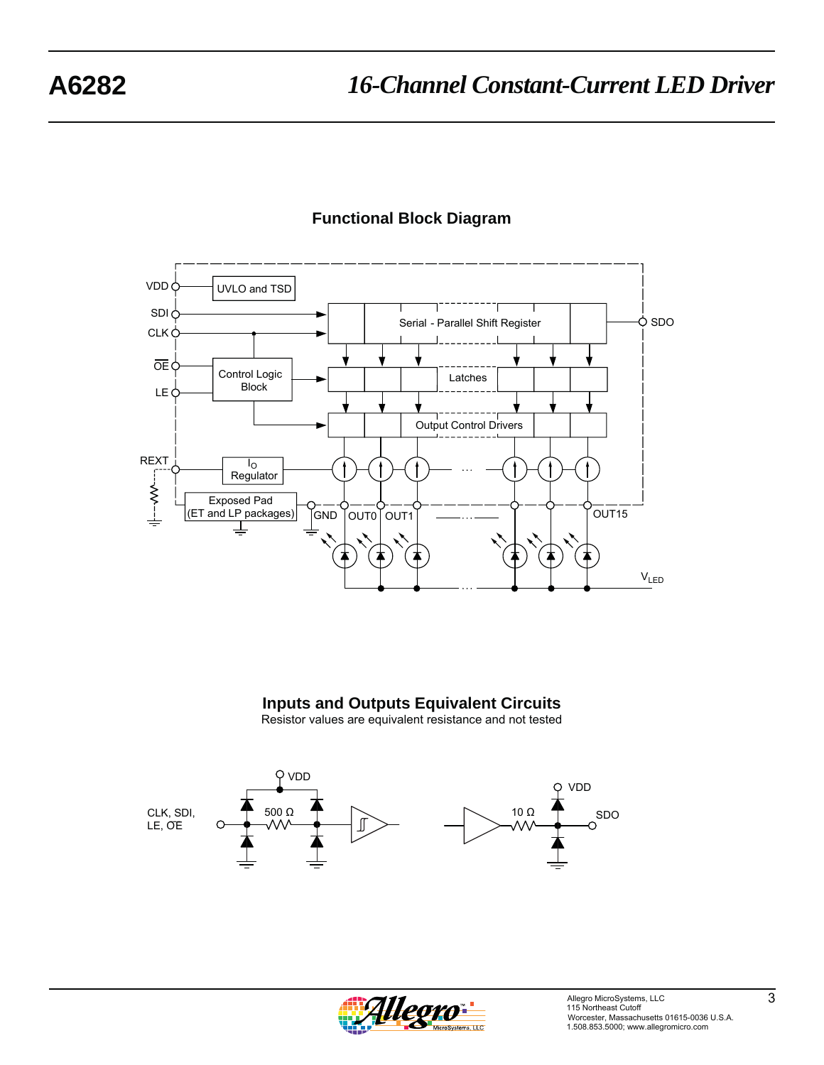## Functional Block Diagram

## Inputs and Outputs Equivalent Circuits

Resistor values are equivalent resistance and not tested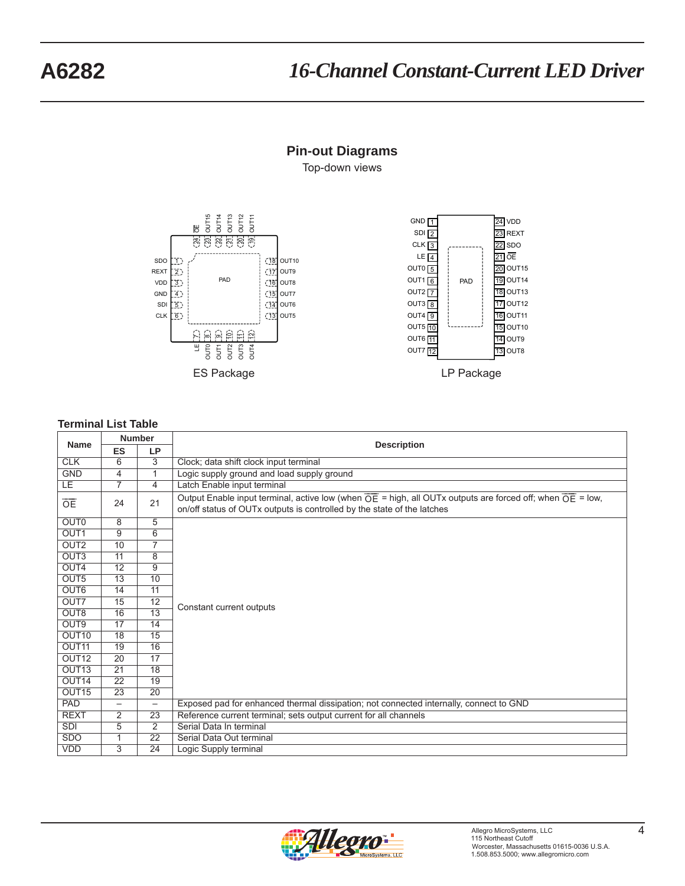## Pin-out Diagrams

Top-down views

ES Package

LP Package

### Terminal List Table

| Name | Number | | Description |
|---|---|---|---|
| | ES | LP | |
| CLK | 6 | 3 | Clock; data shift clock input terminal |
| GND | 4 | 1 | Logic supply ground and load supply ground |
| LE | 7 | 4 | Latch Enable input terminal |
| $\overline{OE}$ | 24 | 21 | Output Enable input terminal, active low (when $\overline{OE}$ = high, all OUTx outputs are forced off; when $\overline{OE}$ = low, on/off status of OUTx outputs is controlled by the state of the latches |
| OUT0 | 8 | 5 | Constant current outputs |
| OUT1 | 9 | 6 | Constant current outputs |
| OUT2 | 10 | 7 | Constant current outputs |
| OUT3 | 11 | 8 | Constant current outputs |
| OUT4 | 12 | 9 | Constant current outputs |
| OUT5 | 13 | 10 | Constant current outputs |
| OUT6 | 14 | 11 | Constant current outputs |
| OUT7 | 15 | 12 | Constant current outputs |
| OUT8 | 16 | 13 | Constant current outputs |
| OUT9 | 17 | 14 | Constant current outputs |
| OUT10 | 18 | 15 | Constant current outputs |
| OUT11 | 19 | 16 | Constant current outputs |
| OUT12 | 20 | 17 | Constant current outputs |
| OUT13 | 21 | 18 | Constant current outputs |
| OUT14 | 22 | 19 | Constant current outputs |
| OUT15 | 23 | 20 | Constant current outputs |
| PAD | – | – | Exposed pad for enhanced thermal dissipation; not connected internally, connect to GND |
| REXT | 2 | 23 | Reference current terminal; sets output current for all channels |
| SDI | 5 | 2 | Serial Data In terminal |
| SDO | 1 | 22 | Serial Data Out terminal |
| VDD | 3 | 24 | Logic Supply terminal |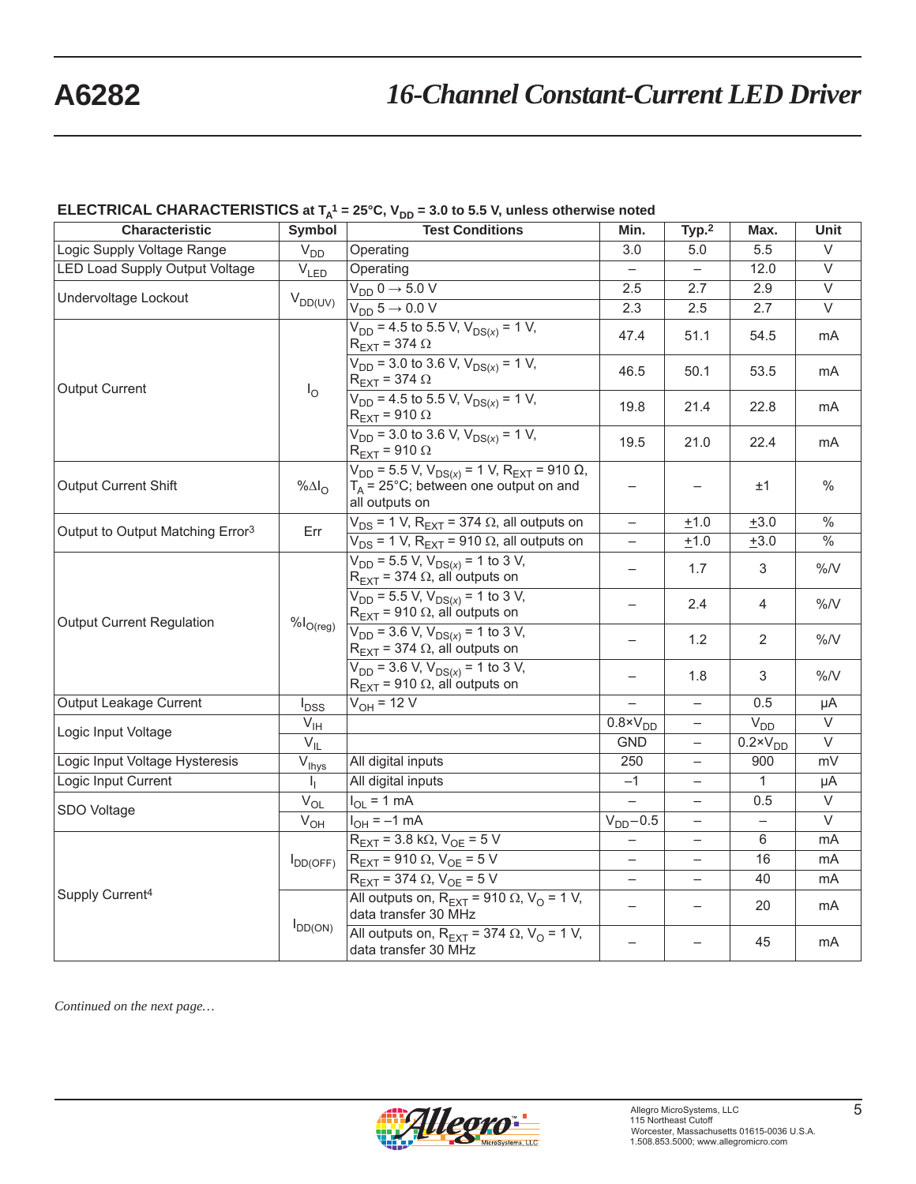## ELECTRICAL CHARACTERISTICS at $T_A$[1] = 25°C, $V_{DD}$ = 3.0 to 5.5 V, unless otherwise noted

| Characteristic | Symbol | Test Conditions | Min. | Typ.[2] | Max. | Unit |
|---|---|---|---|---|---|---|
| Logic Supply Voltage Range | $V_{DD}$ | Operating | 3.0 | 5.0 | 5.5 | V |
| LED Load Supply Output Voltage | $V_{LED}$ | Operating | – | – | 12.0 | V |
| Undervoltage Lockout | $V_{DD(UV)}$ | $V_{DD}$ 0 → 5.0 V | 2.5 | 2.7 | 2.9 | V |
| | | $V_{DD}$ 5 → 0.0 V | 2.3 | 2.5 | 2.7 | V |
| Output Current | $I_O$ | $V_{DD}$ = 4.5 to 5.5 V, $V_{DS(x)}$ = 1 V, $R_{EXT}$ = 374 Ω | 47.4 | 51.1 | 54.5 | mA |
| | | $V_{DD}$ = 3.0 to 3.6 V, $V_{DS(x)}$ = 1 V, $R_{EXT}$ = 374 Ω | 46.5 | 50.1 | 53.5 | mA |
| | | $V_{DD}$ = 4.5 to 5.5 V, $V_{DS(x)}$ = 1 V, $R_{EXT}$ = 910 Ω | 19.8 | 21.4 | 22.8 | mA |
| | | $V_{DD}$ = 3.0 to 3.6 V, $V_{DS(x)}$ = 1 V, $R_{EXT}$ = 910 Ω | 19.5 | 21.0 | 22.4 | mA |
| Output Current Shift | $\%\Delta I_O$ | $V_{DD}$ = 5.5 V, $V_{DS(x)}$ = 1 V, $R_{EXT}$ = 910 Ω, $T_A$ = 25°C; between one output on and all outputs on | – | – | ±1 | % |
| Output to Output Matching Error[3] | Err | $V_{DS}$ = 1 V, $R_{EXT}$ = 374 Ω, all outputs on | – | ±1.0 | ±3.0 | % |
| | | $V_{DS}$ = 1 V, $R_{EXT}$ = 910 Ω, all outputs on | – | ±1.0 | ±3.0 | % |
| Output Current Regulation | $\%I_{O(reg)}$ | $V_{DD}$ = 5.5 V, $V_{DS(x)}$ = 1 to 3 V, $R_{EXT}$ = 374 Ω, all outputs on | – | 1.7 | 3 | %/V |
| | | $V_{DD}$ = 5.5 V, $V_{DS(x)}$ = 1 to 3 V, $R_{EXT}$ = 910 Ω, all outputs on | – | 2.4 | 4 | %/V |
| | | $V_{DD}$ = 3.6 V, $V_{DS(x)}$ = 1 to 3 V, $R_{EXT}$ = 374 Ω, all outputs on | – | 1.2 | 2 | %/V |
| | | $V_{DD}$ = 3.6 V, $V_{DS(x)}$ = 1 to 3 V, $R_{EXT}$ = 910 Ω, all outputs on | – | 1.8 | 3 | %/V |
| Output Leakage Current | $I_{DSS}$ | $V_{OH}$ = 12 V | – | – | 0.5 | μA |
| Logic Input Voltage | $V_{IH}$ | | 0.8×$V_{DD}$ | – | $V_{DD}$ | V |
| | $V_{IL}$ | | GND | – | 0.2×$V_{DD}$ | V |
| Logic Input Voltage Hysteresis | $V_{Ihys}$ | All digital inputs | 250 | – | 900 | mV |
| Logic Input Current | $I_I$ | All digital inputs | –1 | – | 1 | μA |
| SDO Voltage | $V_{OL}$ | $I_{OL}$ = 1 mA | – | – | 0.5 | V |
| | $V_{OH}$ | $I_{OH}$ = –1 mA | $V_{DD}$–0.5 | – | – | V |
| Supply Current[4] | $I_{DD(OFF)}$ | $R_{EXT}$ = 3.8 kΩ, $V_{OE}$ = 5 V | – | – | 6 | mA |
| | | $R_{EXT}$ = 910 Ω, $V_{OE}$ = 5 V | – | – | 16 | mA |
| | | $R_{EXT}$ = 374 Ω, $V_{OE}$ = 5 V | – | – | 40 | mA |
| | $I_{DD(ON)}$ | All outputs on, $R_{EXT}$ = 910 Ω, $V_O$ = 1 V, data transfer 30 MHz | – | – | 20 | mA |
| | | All outputs on, $R_{EXT}$ = 374 Ω, $V_O$ = 1 V, data transfer 30 MHz | – | – | 45 | mA |

*Continued on the next page…*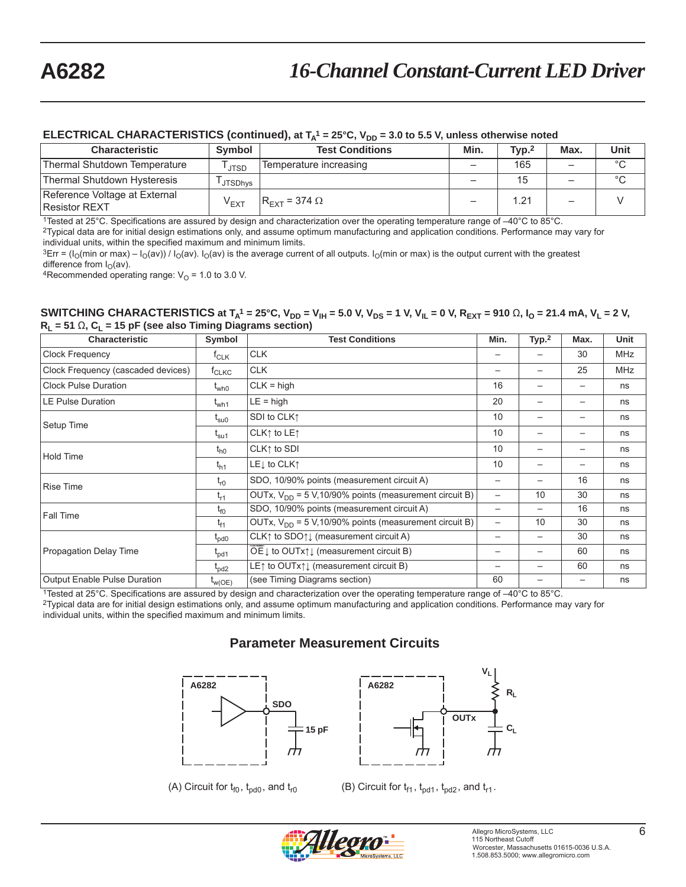## ELECTRICAL CHARACTERISTICS (continued), at $T_A$[1] = 25°C, $V_{DD}$ = 3.0 to 5.5 V, unless otherwise noted

| Characteristic | Symbol | Test Conditions | Min. | Typ.[2] | Max. | Unit |
|---|---|---|---|---|---|---|
| Thermal Shutdown Temperature | $T_{JTSD}$ | Temperature increasing | – | 165 | – | °C |
| Thermal Shutdown Hysteresis | $T_{JTSDhys}$ | | – | 15 | – | °C |
| Reference Voltage at External Resistor REXT | $V_{EXT}$ | $R_{EXT}$ = 374 Ω | – | 1.21 | – | V |

[1]Tested at 25°C. Specifications are assured by design and characterization over the operating temperature range of –40°C to 85°C.
[2]Typical data are for initial design estimations only, and assume optimum manufacturing and application conditions. Performance may vary for individual units, within the specified maximum and minimum limits.
[3]Err = ($I_O$(min or max) – $I_O$(av)) / $I_O$(av). $I_O$(av) is the average current of all outputs. $I_O$(min or max) is the output current with the greatest difference from $I_O$(av).
[4]Recommended operating range: $V_O$ = 1.0 to 3.0 V.

## SWITCHING CHARACTERISTICS at $T_A$[1] = 25°C, $V_{DD}$ = $V_{IH}$ = 5.0 V, $V_{DS}$ = 1 V, $V_{IL}$ = 0 V, $R_{EXT}$ = 910 Ω, $I_O$ = 21.4 mA, $V_L$ = 2 V, $R_L$ = 51 Ω, $C_L$ = 15 pF (see also Timing Diagrams section)

| Characteristic | Symbol | Test Conditions | Min. | Typ.[2] | Max. | Unit |
|---|---|---|---|---|---|---|
| Clock Frequency | $f_{CLK}$ | CLK | – | – | 30 | MHz |
| Clock Frequency (cascaded devices) | $f_{CLKC}$ | CLK | – | – | 25 | MHz |
| Clock Pulse Duration | $t_{wh0}$ | CLK = high | 16 | – | – | ns |
| LE Pulse Duration | $t_{wh1}$ | LE = high | 20 | – | – | ns |
| Setup Time | $t_{su0}$ | SDI to CLK↑ | 10 | – | – | ns |
| | $t_{su1}$ | CLK↑ to LE↑ | 10 | – | – | ns |
| Hold Time | $t_{h0}$ | CLK↑ to SDI | 10 | – | – | ns |
| | $t_{h1}$ | LE↓ to CLK↑ | 10 | – | – | ns |
| Rise Time | $t_{r0}$ | SDO, 10/90% points (measurement circuit A) | – | – | 16 | ns |
| | $t_{r1}$ | OUTx, $V_{DD}$ = 5 V,10/90% points (measurement circuit B) | – | 10 | 30 | ns |
| Fall Time | $t_{f0}$ | SDO, 10/90% points (measurement circuit A) | – | – | 16 | ns |
| | $t_{f1}$ | OUTx, $V_{DD}$ = 5 V,10/90% points (measurement circuit B) | – | 10 | 30 | ns |
| Propagation Delay Time | $t_{pd0}$ | CLK↑ to SDO↑↓ (measurement circuit A) | – | – | 30 | ns |
| | $t_{pd1}$ | $\overline{OE}$↓ to OUTx↑↓ (measurement circuit B) | – | – | 60 | ns |
| | $t_{pd2}$ | LE↑ to OUTx↑↓ (measurement circuit B) | – | – | 60 | ns |
| Output Enable Pulse Duration | $t_{w(OE)}$ | (see Timing Diagrams section) | 60 | – | – | ns |

[1]Tested at 25°C. Specifications are assured by design and characterization over the operating temperature range of –40°C to 85°C.
[2]Typical data are for initial design estimations only, and assume optimum manufacturing and application conditions. Performance may vary for individual units, within the specified maximum and minimum limits.

### Parameter Measurement Circuits

A6282 SDO 15 pF

(A) Circuit for $t_{f0}$, $t_{pd0}$, and $t_{r0}$

A6282 OUTx $V_L$ $R_L$ $C_L$

(B) Circuit for $t_{f1}$, $t_{pd1}$, $t_{pd2}$, and $t_{r1}$.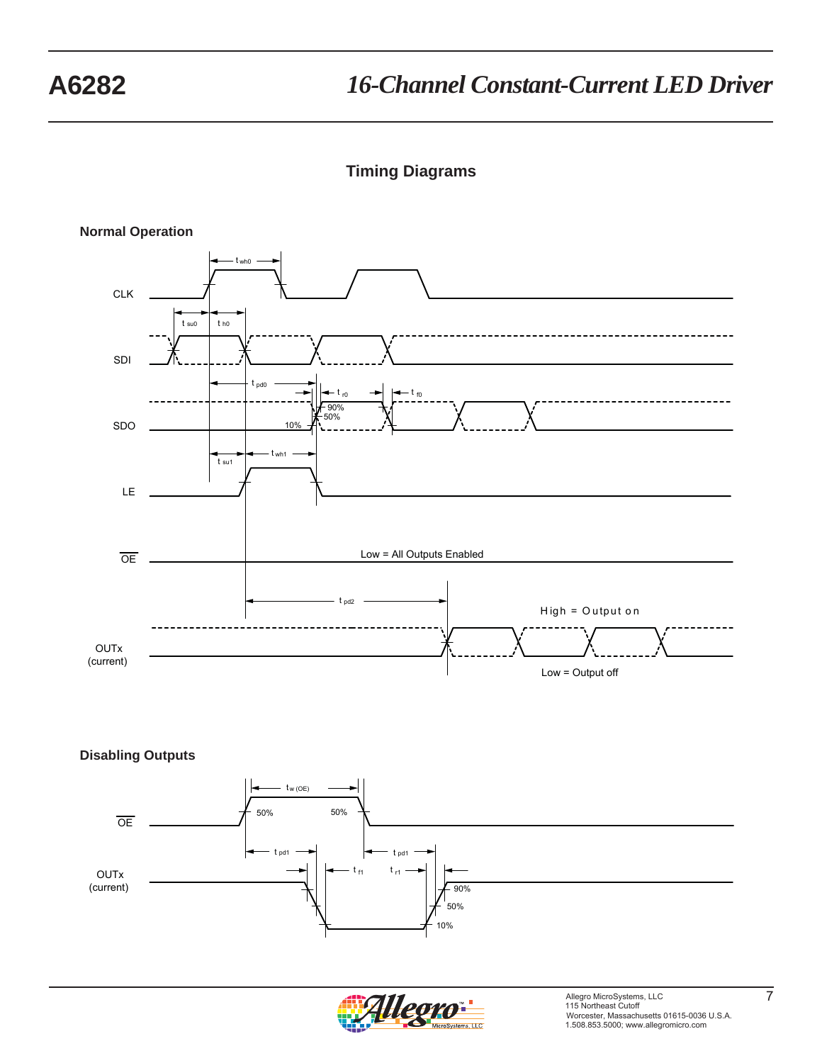## Timing Diagrams

### Normal Operation

CLK

SDI

SDO

LE

$\overline{OE}$

OUTx (current)

$t_{wh0}$, $t_{su0}$, $t_{h0}$, $t_{pd0}$, $t_{r0}$, $t_{f0}$, 90%, 50%, 10%, $t_{su1}$, $t_{wh1}$, $t_{pd2}$

Low = All Outputs Enabled

High = Output on

Low = Output off

### Disabling Outputs

$\overline{OE}$

OUTx (current)

$t_{w(OE)}$, 50%, 50%, $t_{pd1}$, $t_{pd1}$, $t_{f1}$, $t_{r1}$, 90%, 50%, 10%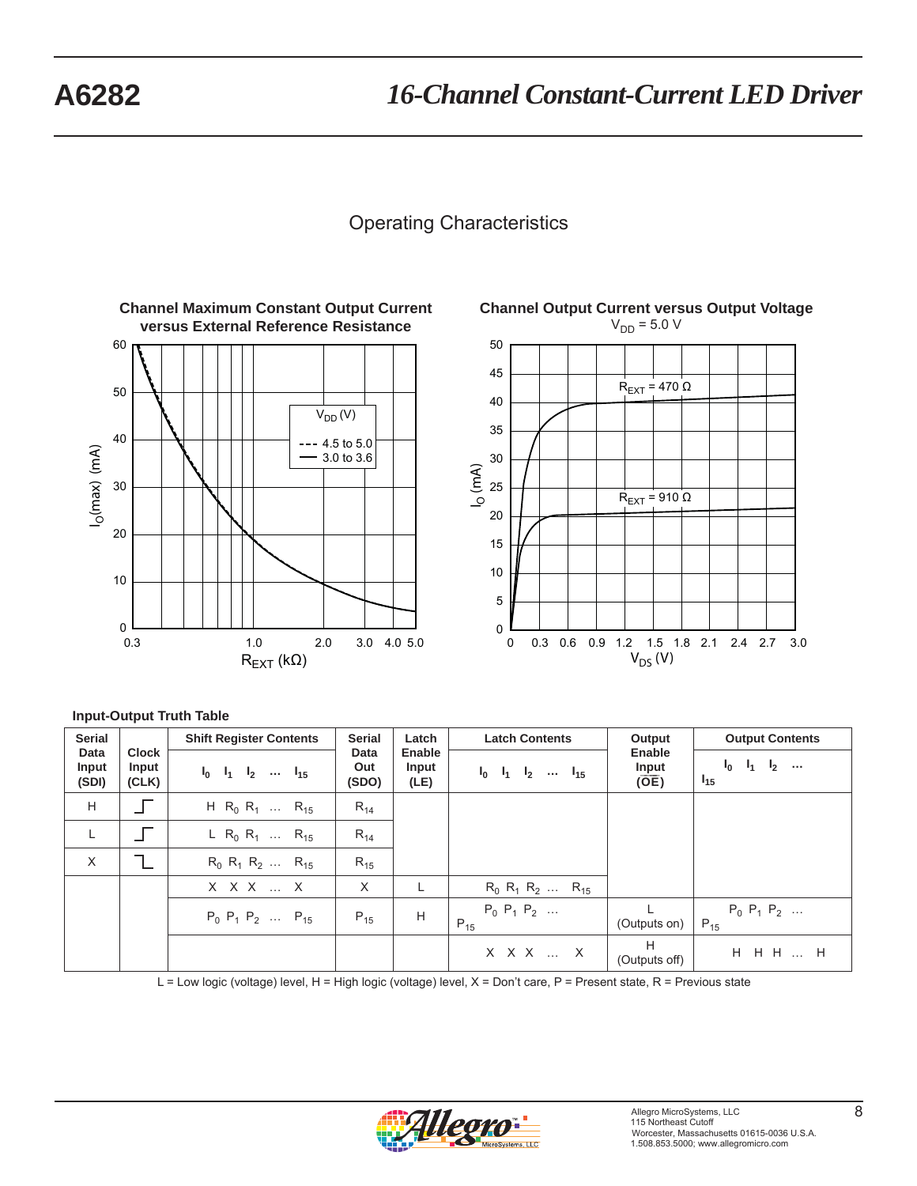## Operating Characteristics

**Channel Maximum Constant Output Current versus External Reference Resistance**

**Channel Output Current versus Output Voltage**
$V_{DD}$ = 5.0 V

**Input-Output Truth Table**

| Serial Data Input (SDI) | Clock Input (CLK) | Shift Register Contents $I_0$ $I_1$ $I_2$ … $I_{15}$ | Serial Data Out (SDO) | Latch Enable Input (LE) | Latch Contents $I_0$ $I_1$ $I_2$ … $I_{15}$ | Output Enable Input ($\overline{OE}$) | Output Contents $I_0$ $I_1$ $I_2$ … $I_{15}$ |
|---|---|---|---|---|---|---|---|
| H | ↑ | H $R_0$ $R_1$ … $R_{15}$ | $R_{14}$ | | | | |
| L | ↑ | L $R_0$ $R_1$ … $R_{15}$ | $R_{14}$ | | | | |
| X | ↓ | $R_0$ $R_1$ $R_2$ … $R_{15}$ | $R_{15}$ | | | | |
| | | X X X … X | X | L | $R_0$ $R_1$ $R_2$ … $R_{15}$ | | |
| | | $P_0$ $P_1$ $P_2$ … $P_{15}$ | $P_{15}$ | H | $P_0$ $P_1$ $P_2$ … $P_{15}$ | L (Outputs on) | $P_0$ $P_1$ $P_2$ … $P_{15}$ |
| | | | | | X X X … X | H (Outputs off) | H H H … H |

L = Low logic (voltage) level, H = High logic (voltage) level, X = Don't care, P = Present state, R = Previous state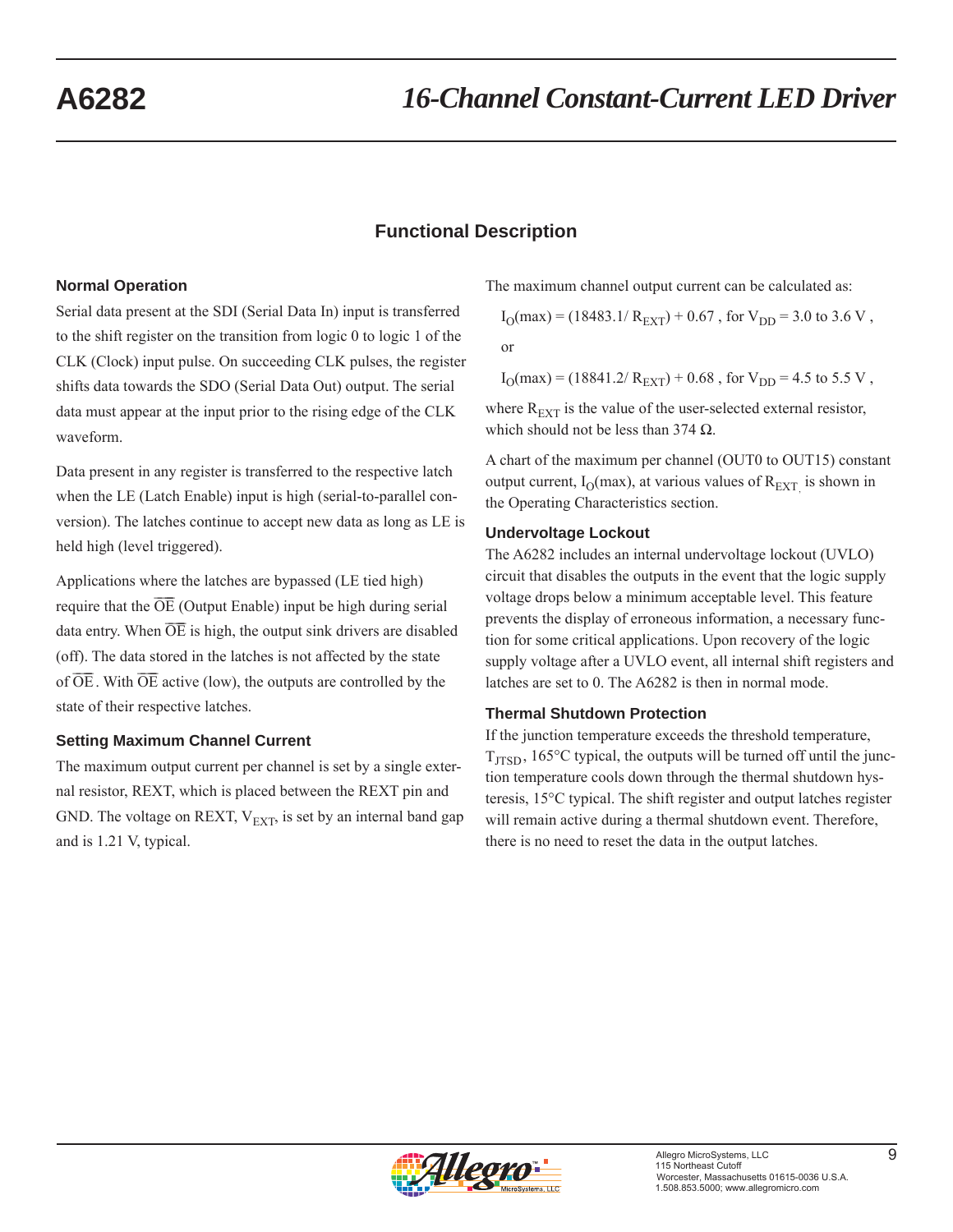## Functional Description

### Normal Operation

Serial data present at the SDI (Serial Data In) input is transferred to the shift register on the transition from logic 0 to logic 1 of the CLK (Clock) input pulse. On succeeding CLK pulses, the register shifts data towards the SDO (Serial Data Out) output. The serial data must appear at the input prior to the rising edge of the CLK waveform.

Data present in any register is transferred to the respective latch when the LE (Latch Enable) input is high (serial-to-parallel conversion). The latches continue to accept new data as long as LE is held high (level triggered).

Applications where the latches are bypassed (LE tied high) require that the $\overline{OE}$ (Output Enable) input be high during serial data entry. When $\overline{OE}$ is high, the output sink drivers are disabled (off). The data stored in the latches is not affected by the state of $\overline{OE}$. With $\overline{OE}$ active (low), the outputs are controlled by the state of their respective latches.

### Setting Maximum Channel Current

The maximum output current per channel is set by a single external resistor, REXT, which is placed between the REXT pin and GND. The voltage on REXT, $V_{EXT}$, is set by an internal band gap and is 1.21 V, typical.

The maximum channel output current can be calculated as:

$I_O(max) = (18483.1/R_{EXT}) + 0.67$, for $V_{DD}$ = 3.0 to 3.6 V,

or

$I_O(max) = (18841.2/R_{EXT}) + 0.68$, for $V_{DD}$ = 4.5 to 5.5 V,

where $R_{EXT}$ is the value of the user-selected external resistor, which should not be less than 374 Ω.

A chart of the maximum per channel (OUT0 to OUT15) constant output current, $I_O(max)$, at various values of $R_{EXT}$ is shown in the Operating Characteristics section.

### Undervoltage Lockout

The A6282 includes an internal undervoltage lockout (UVLO) circuit that disables the outputs in the event that the logic supply voltage drops below a minimum acceptable level. This feature prevents the display of erroneous information, a necessary function for some critical applications. Upon recovery of the logic supply voltage after a UVLO event, all internal shift registers and latches are set to 0. The A6282 is then in normal mode.

### Thermal Shutdown Protection

If the junction temperature exceeds the threshold temperature, $T_{JTSD}$, 165°C typical, the outputs will be turned off until the junction temperature cools down through the thermal shutdown hysteresis, 15°C typical. The shift register and output latches register will remain active during a thermal shutdown event. Therefore, there is no need to reset the data in the output latches.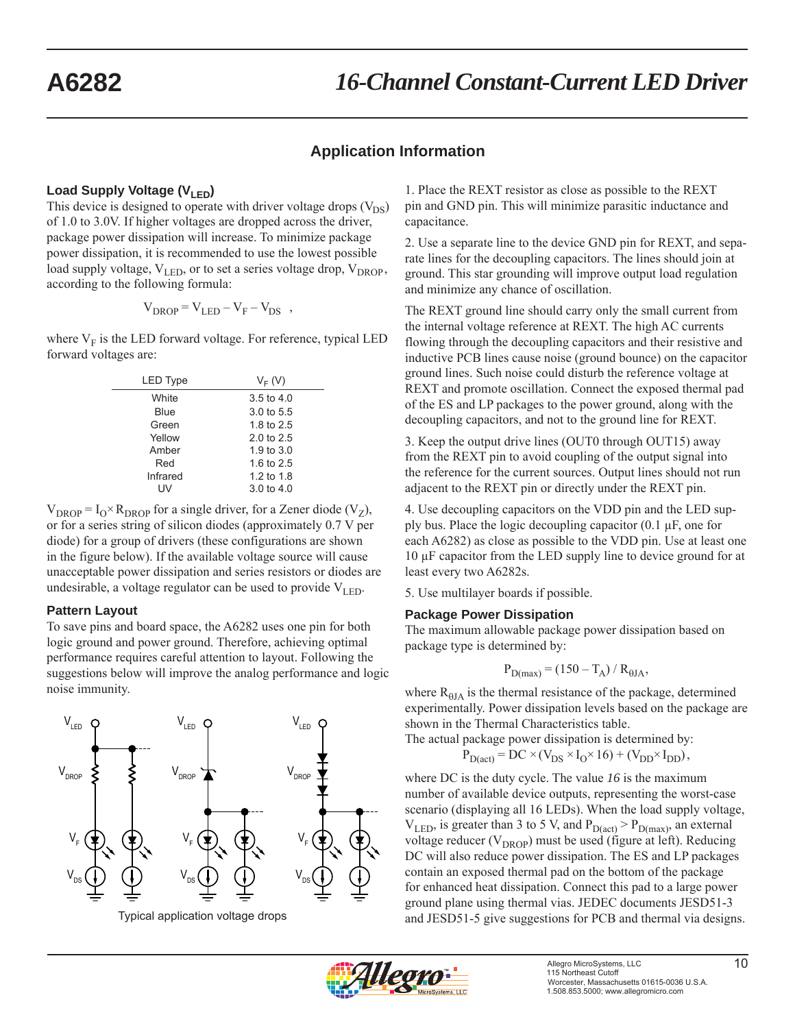## Application Information

### Load Supply Voltage ($V_{LED}$)

This device is designed to operate with driver voltage drops ($V_{DS}$) of 1.0 to 3.0V. If higher voltages are dropped across the driver, package power dissipation will increase. To minimize package power dissipation, it is recommended to use the lowest possible load supply voltage, $V_{LED}$, or to set a series voltage drop, $V_{DROP}$, according to the following formula:

$$V_{DROP} = V_{LED} - V_F - V_{DS} \quad ,$$

where $V_F$ is the LED forward voltage. For reference, typical LED forward voltages are:

| LED Type | $V_F$ (V) |
|---|---|
| White | 3.5 to 4.0 |
| Blue | 3.0 to 5.5 |
| Green | 1.8 to 2.5 |
| Yellow | 2.0 to 2.5 |
| Amber | 1.9 to 3.0 |
| Red | 1.6 to 2.5 |
| Infrared | 1.2 to 1.8 |
| UV | 3.0 to 4.0 |

$V_{DROP} = I_O \times R_{DROP}$ for a single driver, for a Zener diode ($V_Z$), or for a series string of silicon diodes (approximately 0.7 V per diode) for a group of drivers (these configurations are shown in the figure below). If the available voltage source will cause unacceptable power dissipation and series resistors or diodes are undesirable, a voltage regulator can be used to provide $V_{LED}$.

### Pattern Layout

To save pins and board space, the A6282 uses one pin for both logic ground and power ground. Therefore, achieving optimal performance requires careful attention to layout. Following the suggestions below will improve the analog performance and logic noise immunity.

Typical application voltage drops

1. Place the REXT resistor as close as possible to the REXT pin and GND pin. This will minimize parasitic inductance and capacitance.

2. Use a separate line to the device GND pin for REXT, and separate lines for the decoupling capacitors. The lines should join at ground. This star grounding will improve output load regulation and minimize any chance of oscillation.

The REXT ground line should carry only the small current from the internal voltage reference at REXT. The high AC currents flowing through the decoupling capacitors and their resistive and inductive PCB lines cause noise (ground bounce) on the capacitor ground lines. Such noise could disturb the reference voltage at REXT and promote oscillation. Connect the exposed thermal pad of the ES and LP packages to the power ground, along with the decoupling capacitors, and not to the ground line for REXT.

3. Keep the output drive lines (OUT0 through OUT15) away from the REXT pin to avoid coupling of the output signal into the reference for the current sources. Output lines should not run adjacent to the REXT pin or directly under the REXT pin.

4. Use decoupling capacitors on the VDD pin and the LED supply bus. Place the logic decoupling capacitor (0.1 µF, one for each A6282) as close as possible to the VDD pin. Use at least one 10 µF capacitor from the LED supply line to device ground for at least every two A6282s.

5. Use multilayer boards if possible.

### Package Power Dissipation

The maximum allowable package power dissipation based on package type is determined by:

$$P_{D(max)} = (150 - T_A) / R_{\theta JA},$$

where $R_{\theta JA}$ is the thermal resistance of the package, determined experimentally. Power dissipation levels based on the package are shown in the Thermal Characteristics table.

The actual package power dissipation is determined by:

$$P_{D(act)} = DC \times (V_{DS} \times I_O \times 16) + (V_{DD} \times I_{DD}),$$

where DC is the duty cycle. The value *16* is the maximum number of available device outputs, representing the worst-case scenario (displaying all 16 LEDs). When the load supply voltage, $V_{LED}$, is greater than 3 to 5 V, and $P_{D(act)} > P_{D(max)}$, an external voltage reducer ($V_{DROP}$) must be used (figure at left). Reducing DC will also reduce power dissipation. The ES and LP packages contain an exposed thermal pad on the bottom of the package for enhanced heat dissipation. Connect this pad to a large power ground plane using thermal vias. JEDEC documents JESD51-3 and JESD51-5 give suggestions for PCB and thermal via designs.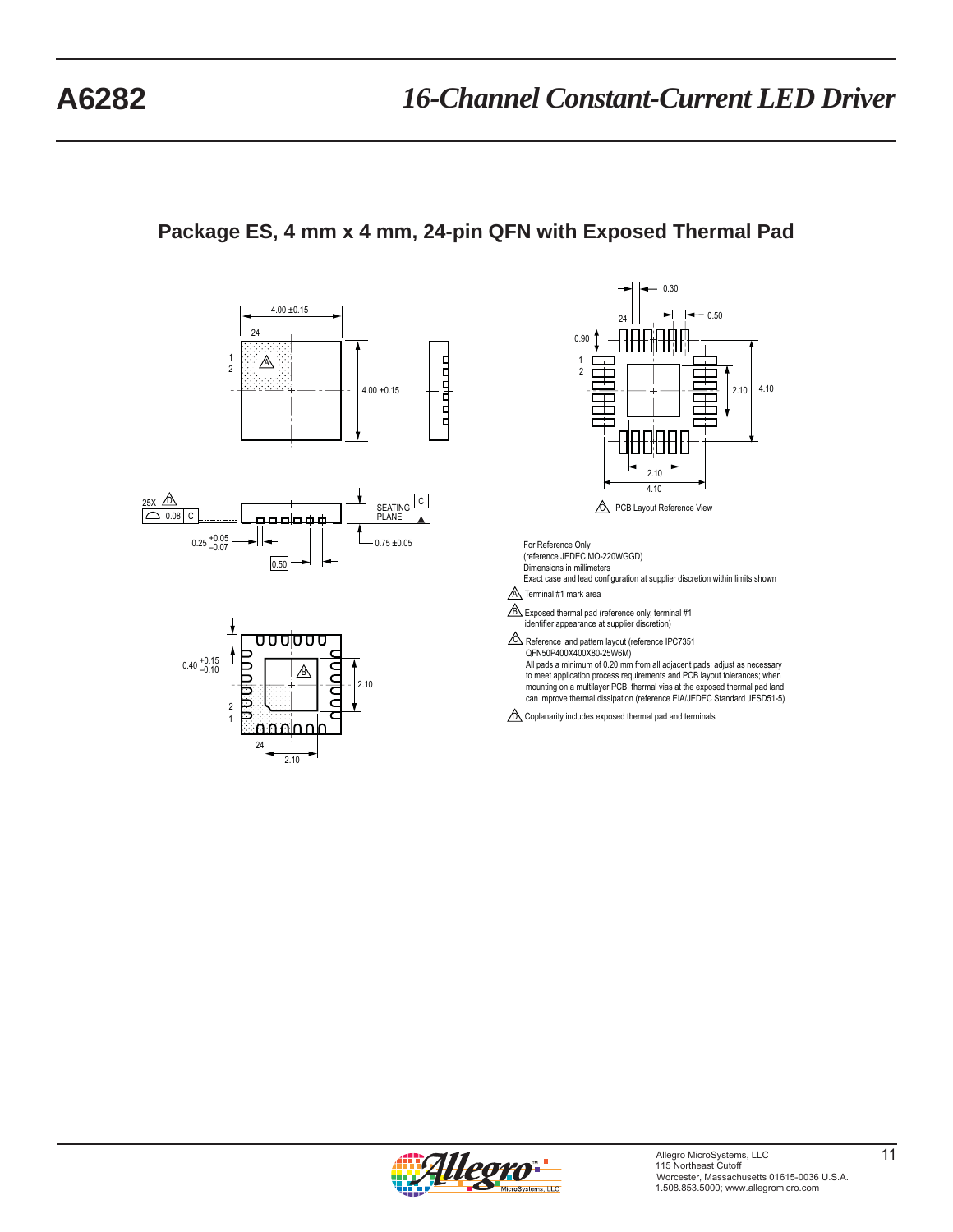## Package ES, 4 mm x 4 mm, 24-pin QFN with Exposed Thermal Pad

For Reference Only
(reference JEDEC MO-220WGGD)
Dimensions in millimeters
Exact case and lead configuration at supplier discretion within limits shown

A Terminal #1 mark area

B Exposed thermal pad (reference only, terminal #1 identifier appearance at supplier discretion)

C Reference land pattern layout (reference IPC7351 QFN50P400X400X80-25W6M)
All pads a minimum of 0.20 mm from all adjacent pads; adjust as necessary to meet application process requirements and PCB layout tolerances; when mounting on a multilayer PCB, thermal vias at the exposed thermal pad land can improve thermal dissipation (reference EIA/JEDEC Standard JESD51-5)

D Coplanarity includes exposed thermal pad and terminals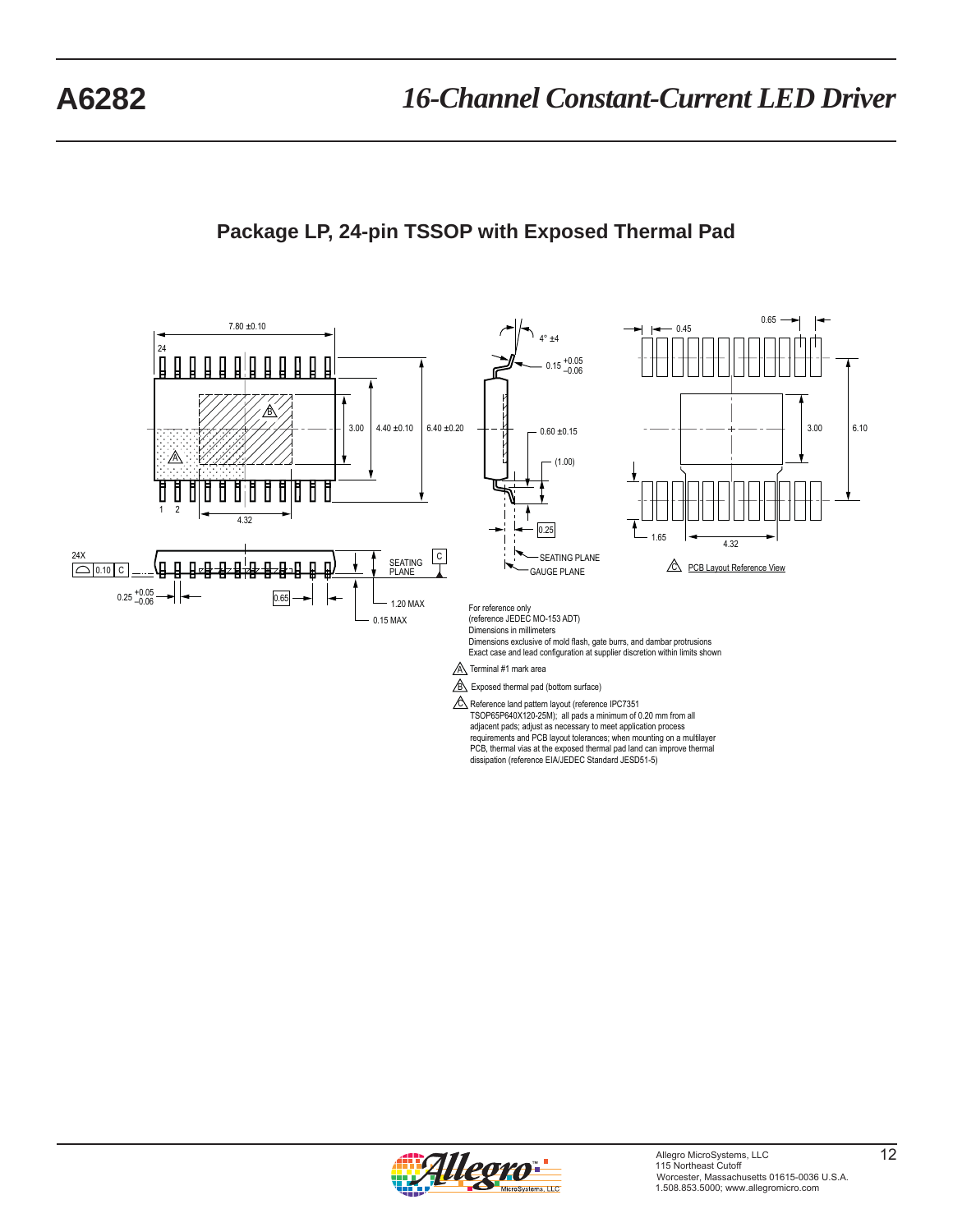## Package LP, 24-pin TSSOP with Exposed Thermal Pad

For reference only
(reference JEDEC MO-153 ADT)
Dimensions in millimeters
Dimensions exclusive of mold flash, gate burrs, and dambar protrusions
Exact case and lead configuration at supplier discretion within limits shown

A Terminal #1 mark area

B Exposed thermal pad (bottom surface)

C Reference land pattern layout (reference IPC7351 TSOP65P640X120-25M); all pads a minimum of 0.20 mm from all adjacent pads; adjust as necessary to meet application process requirements and PCB layout tolerances; when mounting on a multilayer PCB, thermal vias at the exposed thermal pad land can improve thermal dissipation (reference EIA/JEDEC Standard JESD51-5)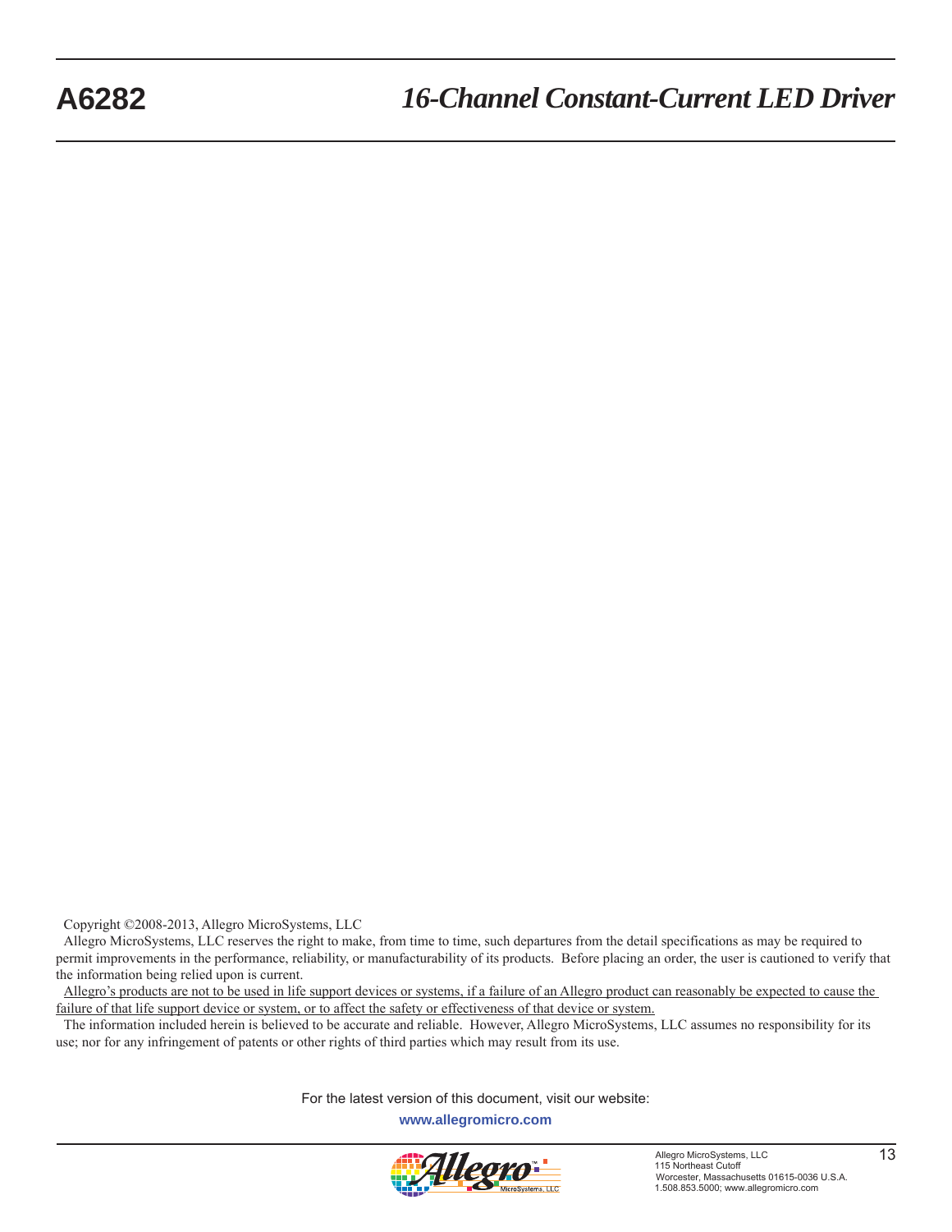Copyright ©2008-2013, Allegro MicroSystems, LLC

Allegro MicroSystems, LLC reserves the right to make, from time to time, such departures from the detail specifications as may be required to permit improvements in the performance, reliability, or manufacturability of its products. Before placing an order, the user is cautioned to verify that the information being relied upon is current.

Allegro's products are not to be used in life support devices or systems, if a failure of an Allegro product can reasonably be expected to cause the failure of that life support device or system, or to affect the safety or effectiveness of that device or system.

The information included herein is believed to be accurate and reliable. However, Allegro MicroSystems, LLC assumes no responsibility for its use; nor for any infringement of patents or other rights of third parties which may result from its use.

For the latest version of this document, visit our website:

**www.allegromicro.com**